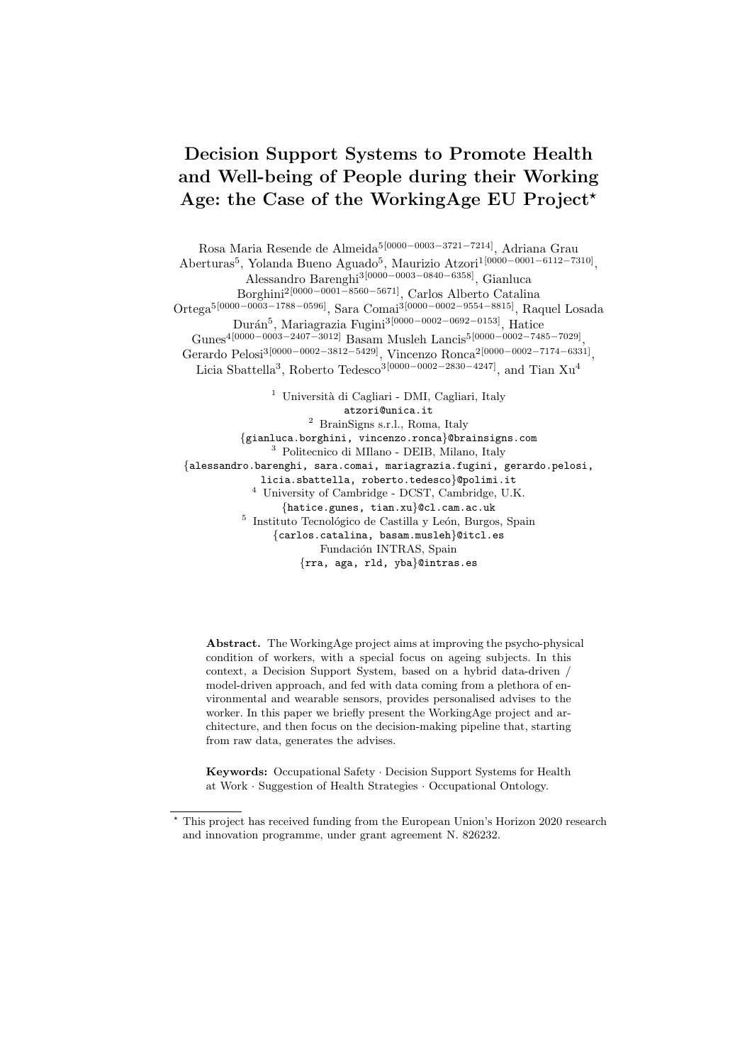# Decision Support Systems to Promote Health and Well-being of People during their Working Age: the Case of the WorkingAge EU Project*

Rosa Maria Resende de Almeida[5][0000−0003−3721−7214], Adriana Grau Aberturas[5], Yolanda Bueno Aguado[5], Maurizio Atzori[1][0000−0001−6112−7310], Alessandro Barenghi[3][0000−0003−0840−6358], Gianluca Borghini[2][0000−0001−8560−5671], Carlos Alberto Catalina Ortega[5][0000−0003−1788−0596], Sara Comai[3][0000−0002−9554−8815], Raquel Losada Durán[5], Mariagrazia Fugini[3][0000−0002−0692−0153], Hatice Gunes[4][0000−0003−2407−3012] Basam Musleh Lancis[5][0000−0002−7485−7029], Gerardo Pelosi[3][0000−0002−3812−5429], Vincenzo Ronca[2][0000−0002−7174−6331], Licia Sbattella[3], Roberto Tedesco[3][0000−0002−2830−4247], and Tian Xu[4]

[1] Università di Cagliari - DMI, Cagliari, Italy
atzori@unica.it

[2] BrainSigns s.r.l., Roma, Italy
{gianluca.borghini, vincenzo.ronca}@brainsigns.com

[3] Politecnico di MIlano - DEIB, Milano, Italy
{alessandro.barenghi, sara.comai, mariagrazia.fugini, gerardo.pelosi, licia.sbattella, roberto.tedesco}@polimi.it

[4] University of Cambridge - DCST, Cambridge, U.K.
{hatice.gunes, tian.xu}@cl.cam.ac.uk

[5] Instituto Tecnológico de Castilla y León, Burgos, Spain
{carlos.catalina, basam.musleh}@itcl.es
Fundación INTRAS, Spain
{rra, aga, rld, yba}@intras.es

**Abstract.** The WorkingAge project aims at improving the psycho-physical condition of workers, with a special focus on ageing subjects. In this context, a Decision Support System, based on a hybrid data-driven / model-driven approach, and fed with data coming from a plethora of environmental and wearable sensors, provides personalised advises to the worker. In this paper we briefly present the WorkingAge project and architecture, and then focus on the decision-making pipeline that, starting from raw data, generates the advises.

**Keywords:** Occupational Safety · Decision Support Systems for Health at Work · Suggestion of Health Strategies · Occupational Ontology.

* This project has received funding from the European Union's Horizon 2020 research and innovation programme, under grant agreement N. 826232.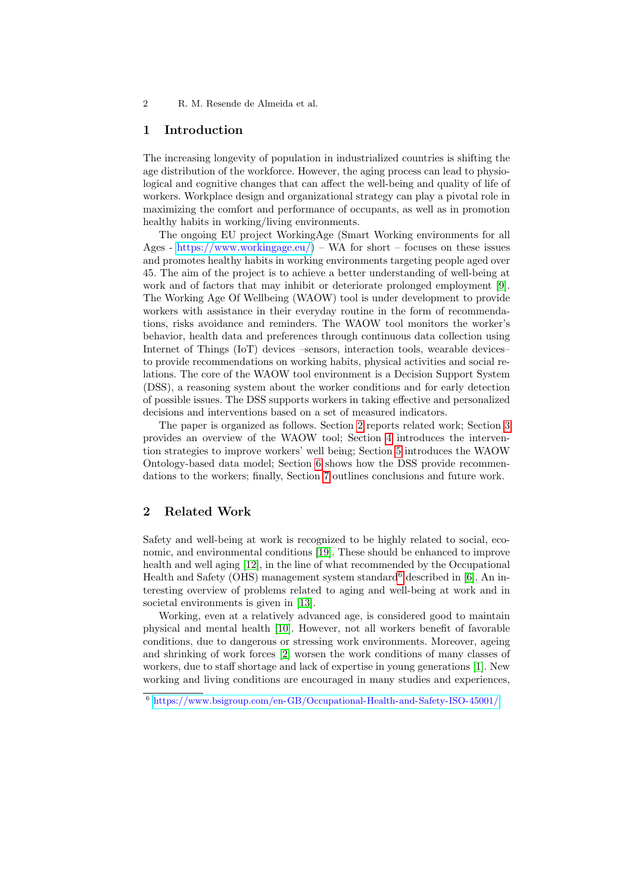## 1 Introduction

The increasing longevity of population in industrialized countries is shifting the age distribution of the workforce. However, the aging process can lead to physiological and cognitive changes that can affect the well-being and quality of life of workers. Workplace design and organizational strategy can play a pivotal role in maximizing the comfort and performance of occupants, as well as in promotion healthy habits in working/living environments.

The ongoing EU project WorkingAge (Smart Working environments for all Ages - https://www.workingage.eu/) – WA for short – focuses on these issues and promotes healthy habits in working environments targeting people aged over 45. The aim of the project is to achieve a better understanding of well-being at work and of factors that may inhibit or deteriorate prolonged employment [9]. The Working Age Of Wellbeing (WAOW) tool is under development to provide workers with assistance in their everyday routine in the form of recommendations, risks avoidance and reminders. The WAOW tool monitors the worker's behavior, health data and preferences through continuous data collection using Internet of Things (IoT) devices –sensors, interaction tools, wearable devices– to provide recommendations on working habits, physical activities and social relations. The core of the WAOW tool environment is a Decision Support System (DSS), a reasoning system about the worker conditions and for early detection of possible issues. The DSS supports workers in taking effective and personalized decisions and interventions based on a set of measured indicators.

The paper is organized as follows. Section 2 reports related work; Section 3 provides an overview of the WAOW tool; Section 4 introduces the intervention strategies to improve workers' well being; Section 5 introduces the WAOW Ontology-based data model; Section 6 shows how the DSS provide recommendations to the workers; finally, Section 7 outlines conclusions and future work.

## 2 Related Work

Safety and well-being at work is recognized to be highly related to social, economic, and environmental conditions [19]. These should be enhanced to improve health and well aging [12], in the line of what recommended by the Occupational Health and Safety (OHS) management system standard[6] described in [6]. An interesting overview of problems related to aging and well-being at work and in societal environments is given in [13].

Working, even at a relatively advanced age, is considered good to maintain physical and mental health [10]. However, not all workers benefit of favorable conditions, due to dangerous or stressing work environments. Moreover, ageing and shrinking of work forces [2] worsen the work conditions of many classes of workers, due to staff shortage and lack of expertise in young generations [1]. New working and living conditions are encouraged in many studies and experiences,

[6] https://www.bsigroup.com/en-GB/Occupational-Health-and-Safety-ISO-45001/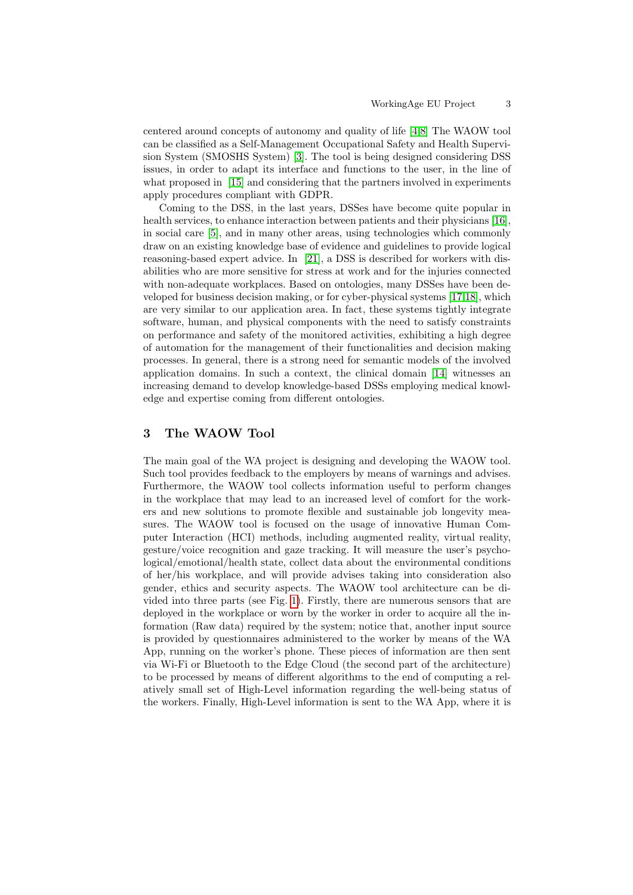centered around concepts of autonomy and quality of life [4,8]. The WAOW tool can be classified as a Self-Management Occupational Safety and Health Supervision System (SMOSHS System) [3]. The tool is being designed considering DSS issues, in order to adapt its interface and functions to the user, in the line of what proposed in [15] and considering that the partners involved in experiments apply procedures compliant with GDPR.

Coming to the DSS, in the last years, DSSes have become quite popular in health services, to enhance interaction between patients and their physicians [16], in social care [5], and in many other areas, using technologies which commonly draw on an existing knowledge base of evidence and guidelines to provide logical reasoning-based expert advice. In [21], a DSS is described for workers with disabilities who are more sensitive for stress at work and for the injuries connected with non-adequate workplaces. Based on ontologies, many DSSes have been developed for business decision making, or for cyber-physical systems [17,18], which are very similar to our application area. In fact, these systems tightly integrate software, human, and physical components with the need to satisfy constraints on performance and safety of the monitored activities, exhibiting a high degree of automation for the management of their functionalities and decision making processes. In general, there is a strong need for semantic models of the involved application domains. In such a context, the clinical domain [14] witnesses an increasing demand to develop knowledge-based DSSs employing medical knowledge and expertise coming from different ontologies.

## 3 The WAOW Tool

The main goal of the WA project is designing and developing the WAOW tool. Such tool provides feedback to the employers by means of warnings and advises. Furthermore, the WAOW tool collects information useful to perform changes in the workplace that may lead to an increased level of comfort for the workers and new solutions to promote flexible and sustainable job longevity measures. The WAOW tool is focused on the usage of innovative Human Computer Interaction (HCI) methods, including augmented reality, virtual reality, gesture/voice recognition and gaze tracking. It will measure the user's psychological/emotional/health state, collect data about the environmental conditions of her/his workplace, and will provide advises taking into consideration also gender, ethics and security aspects. The WAOW tool architecture can be divided into three parts (see Fig. 1). Firstly, there are numerous sensors that are deployed in the workplace or worn by the worker in order to acquire all the information (Raw data) required by the system; notice that, another input source is provided by questionnaires administered to the worker by means of the WA App, running on the worker's phone. These pieces of information are then sent via Wi-Fi or Bluetooth to the Edge Cloud (the second part of the architecture) to be processed by means of different algorithms to the end of computing a relatively small set of High-Level information regarding the well-being status of the workers. Finally, High-Level information is sent to the WA App, where it is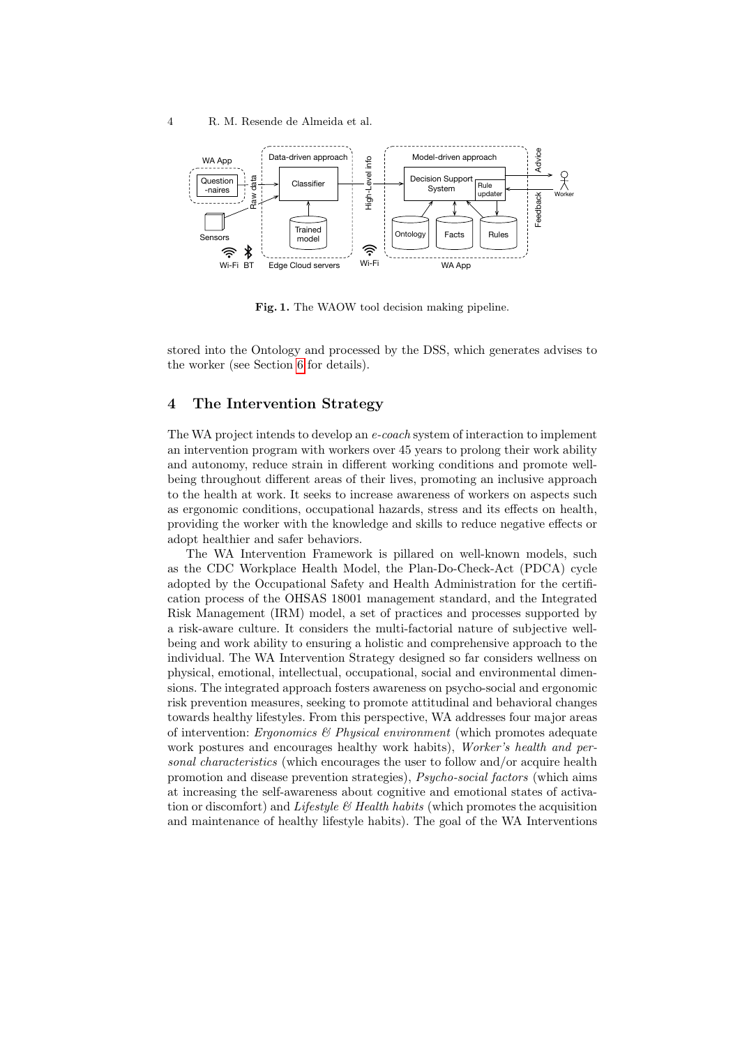WA App

Question
-naires

Raw data

Sensors

Wi-Fi BT

Data-driven approach

Classifier

Trained
model

Edge Cloud servers

High-Level info

Wi-Fi

Model-driven approach

Decision Support
System

Rule
updater

Ontology

Facts

Rules

WA App

Advice

Feedback

Worker

**Fig. 1.** The WAOW tool decision making pipeline.

stored into the Ontology and processed by the DSS, which generates advises to the worker (see Section 6 for details).

## 4 The Intervention Strategy

The WA project intends to develop an *e-coach* system of interaction to implement an intervention program with workers over 45 years to prolong their work ability and autonomy, reduce strain in different working conditions and promote well-being throughout different areas of their lives, promoting an inclusive approach to the health at work. It seeks to increase awareness of workers on aspects such as ergonomic conditions, occupational hazards, stress and its effects on health, providing the worker with the knowledge and skills to reduce negative effects or adopt healthier and safer behaviors.

The WA Intervention Framework is pillared on well-known models, such as the CDC Workplace Health Model, the Plan-Do-Check-Act (PDCA) cycle adopted by the Occupational Safety and Health Administration for the certification process of the OHSAS 18001 management standard, and the Integrated Risk Management (IRM) model, a set of practices and processes supported by a risk-aware culture. It considers the multi-factorial nature of subjective well-being and work ability to ensuring a holistic and comprehensive approach to the individual. The WA Intervention Strategy designed so far considers wellness on physical, emotional, intellectual, occupational, social and environmental dimensions. The integrated approach fosters awareness on psycho-social and ergonomic risk prevention measures, seeking to promote attitudinal and behavioral changes towards healthy lifestyles. From this perspective, WA addresses four major areas of intervention: *Ergonomics & Physical environment* (which promotes adequate work postures and encourages healthy work habits), *Worker's health and personal characteristics* (which encourages the user to follow and/or acquire health promotion and disease prevention strategies), *Psycho-social factors* (which aims at increasing the self-awareness about cognitive and emotional states of activation or discomfort) and *Lifestyle & Health habits* (which promotes the acquisition and maintenance of healthy lifestyle habits). The goal of the WA Interventions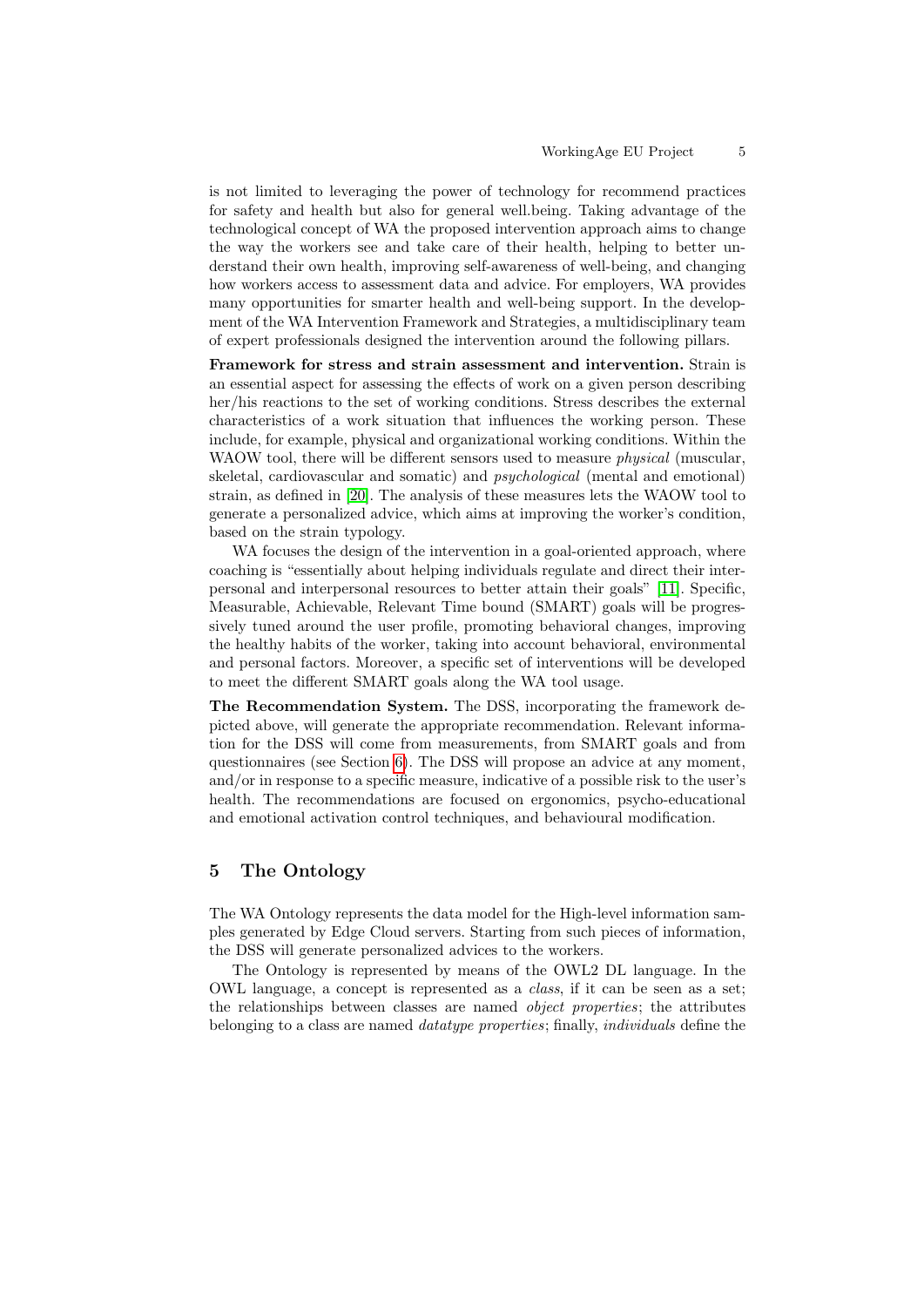is not limited to leveraging the power of technology for recommend practices for safety and health but also for general well.being. Taking advantage of the technological concept of WA the proposed intervention approach aims to change the way the workers see and take care of their health, helping to better understand their own health, improving self-awareness of well-being, and changing how workers access to assessment data and advice. For employers, WA provides many opportunities for smarter health and well-being support. In the development of the WA Intervention Framework and Strategies, a multidisciplinary team of expert professionals designed the intervention around the following pillars.

**Framework for stress and strain assessment and intervention.** Strain is an essential aspect for assessing the effects of work on a given person describing her/his reactions to the set of working conditions. Stress describes the external characteristics of a work situation that influences the working person. These include, for example, physical and organizational working conditions. Within the WAOW tool, there will be different sensors used to measure *physical* (muscular, skeletal, cardiovascular and somatic) and *psychological* (mental and emotional) strain, as defined in [20]. The analysis of these measures lets the WAOW tool to generate a personalized advice, which aims at improving the worker's condition, based on the strain typology.

WA focuses the design of the intervention in a goal-oriented approach, where coaching is "essentially about helping individuals regulate and direct their interpersonal and interpersonal resources to better attain their goals" [11]. Specific, Measurable, Achievable, Relevant Time bound (SMART) goals will be progressively tuned around the user profile, promoting behavioral changes, improving the healthy habits of the worker, taking into account behavioral, environmental and personal factors. Moreover, a specific set of interventions will be developed to meet the different SMART goals along the WA tool usage.

**The Recommendation System.** The DSS, incorporating the framework depicted above, will generate the appropriate recommendation. Relevant information for the DSS will come from measurements, from SMART goals and from questionnaires (see Section 6). The DSS will propose an advice at any moment, and/or in response to a specific measure, indicative of a possible risk to the user's health. The recommendations are focused on ergonomics, psycho-educational and emotional activation control techniques, and behavioural modification.

## 5 The Ontology

The WA Ontology represents the data model for the High-level information samples generated by Edge Cloud servers. Starting from such pieces of information, the DSS will generate personalized advices to the workers.

The Ontology is represented by means of the OWL2 DL language. In the OWL language, a concept is represented as a *class*, if it can be seen as a set; the relationships between classes are named *object properties*; the attributes belonging to a class are named *datatype properties*; finally, *individuals* define the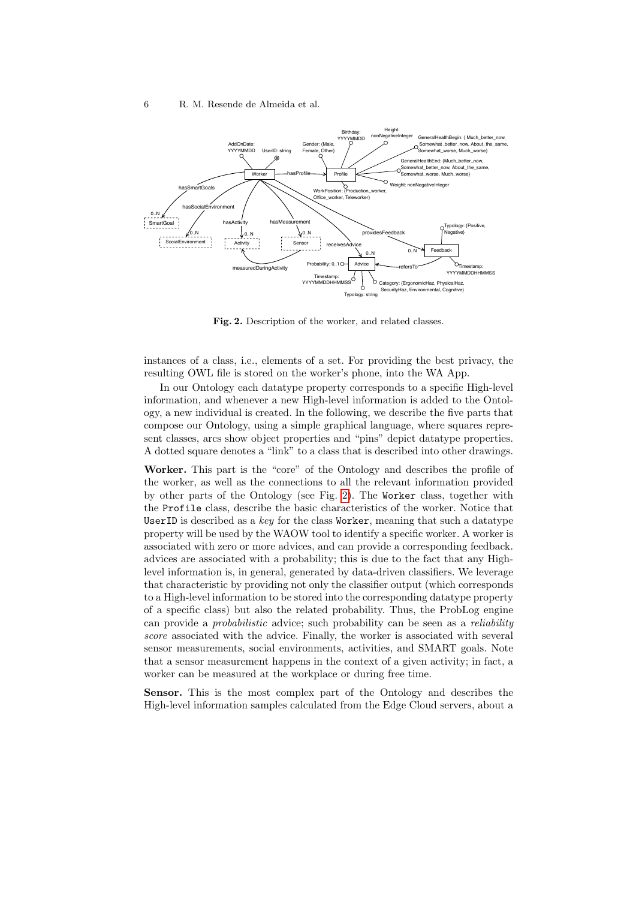Worker

AddOnDate: YYYYMMDD

UserID: string

Gender: {Male, Female, Other}

Birthday: YYYYMMDD

Height: nonNegativeInteger

GeneralHealthBegin: { Much_better_now, Somewhat_better_now, About_the_same, Somewhat_worse, Much_worse}

GeneralHealthEnd: {Much_better_now, Somewhat_better_now, About_the_same, Somewhat_worse, Much_worse}

Weight: nonNegativeInteger

WorkPosition: {Production_worker, Office_worker, Teleworker}

hasProfile

Profile

hasSmartGoals

0..N

SmartGoal

hasSocialEnvironment

0..N

SocialEnvironment

hasActivity

0..N

Activity

hasMeasurement

0..N

Sensor

measuredDuringActivity

receivesAdvice

0..N

Advice

Probability: 0..1

Timestamp: YYYYMMDDHHMMSS

Typology: string

Category: {ErgonomicHaz, PhysicalHaz, SecurityHaz, Environmental, Cognitive}

providesFeedback

0..N

Feedback

Typology: {Positive, Negative}

Timestamp: YYYYMMDDHHMMSS

refersTo

**Fig. 2.** Description of the worker, and related classes.

instances of a class, i.e., elements of a set. For providing the best privacy, the resulting OWL file is stored on the worker's phone, into the WA App.

In our Ontology each datatype property corresponds to a specific High-level information, and whenever a new High-level information is added to the Ontology, a new individual is created. In the following, we describe the five parts that compose our Ontology, using a simple graphical language, where squares represent classes, arcs show object properties and "pins" depict datatype properties. A dotted square denotes a "link" to a class that is described into other drawings.

**Worker.** This part is the "core" of the Ontology and describes the profile of the worker, as well as the connections to all the relevant information provided by other parts of the Ontology (see Fig. 2). The `Worker` class, together with the `Profile` class, describe the basic characteristics of the worker. Notice that `UserID` is described as a *key* for the class `Worker`, meaning that such a datatype property will be used by the WAOW tool to identify a specific worker. A worker is associated with zero or more advices, and can provide a corresponding feedback. advices are associated with a probability; this is due to the fact that any High-level information is, in general, generated by data-driven classifiers. We leverage that characteristic by providing not only the classifier output (which corresponds to a High-level information to be stored into the corresponding datatype property of a specific class) but also the related probability. Thus, the ProbLog engine can provide a *probabilistic* advice; such probability can be seen as a *reliability score* associated with the advice. Finally, the worker is associated with several sensor measurements, social environments, activities, and SMART goals. Note that a sensor measurement happens in the context of a given activity; in fact, a worker can be measured at the workplace or during free time.

**Sensor.** This is the most complex part of the Ontology and describes the High-level information samples calculated from the Edge Cloud servers, about a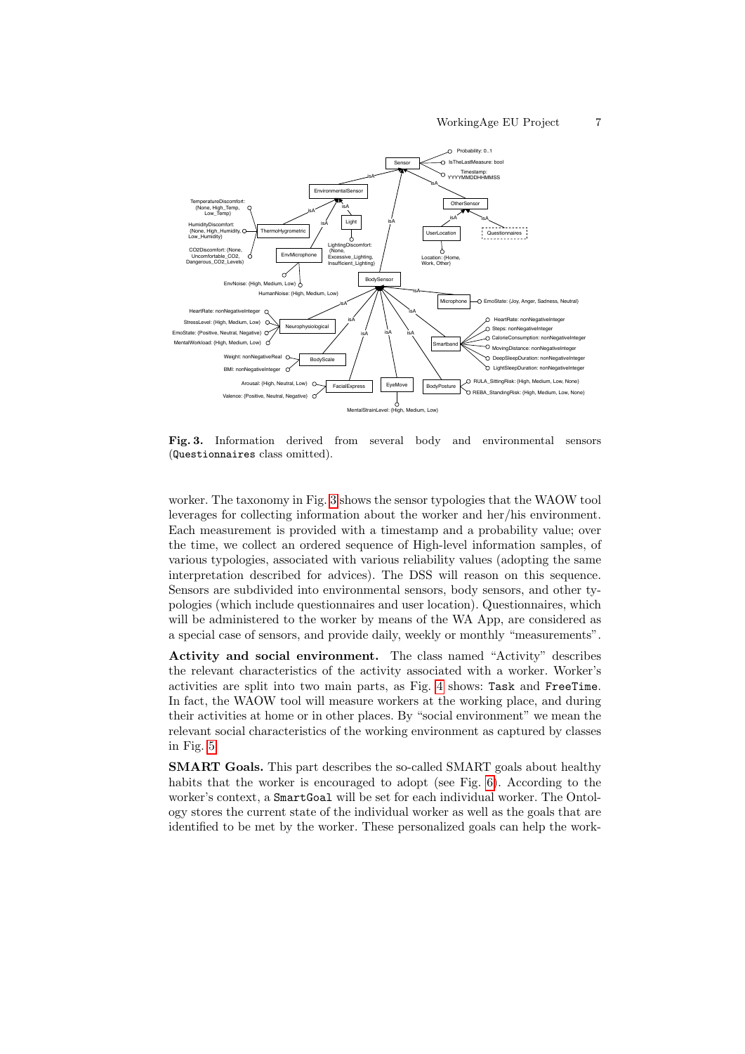Fig. 3. Information derived from several body and environmental sensors (`Questionnaires` class omitted).

worker. The taxonomy in Fig. 3 shows the sensor typologies that the WAOW tool leverages for collecting information about the worker and her/his environment. Each measurement is provided with a timestamp and a probability value; over the time, we collect an ordered sequence of High-level information samples, of various typologies, associated with various reliability values (adopting the same interpretation described for advices). The DSS will reason on this sequence. Sensors are subdivided into environmental sensors, body sensors, and other typologies (which include questionnaires and user location). Questionnaires, which will be administered to the worker by means of the WA App, are considered as a special case of sensors, and provide daily, weekly or monthly "measurements".

**Activity and social environment.** The class named "Activity" describes the relevant characteristics of the activity associated with a worker. Worker's activities are split into two main parts, as Fig. 4 shows: `Task` and `FreeTime`. In fact, the WAOW tool will measure workers at the working place, and during their activities at home or in other places. By "social environment" we mean the relevant social characteristics of the working environment as captured by classes in Fig. 5.

**SMART Goals.** This part describes the so-called SMART goals about healthy habits that the worker is encouraged to adopt (see Fig. 6). According to the worker's context, a `SmartGoal` will be set for each individual worker. The Ontology stores the current state of the individual worker as well as the goals that are identified to be met by the worker. These personalized goals can help the work-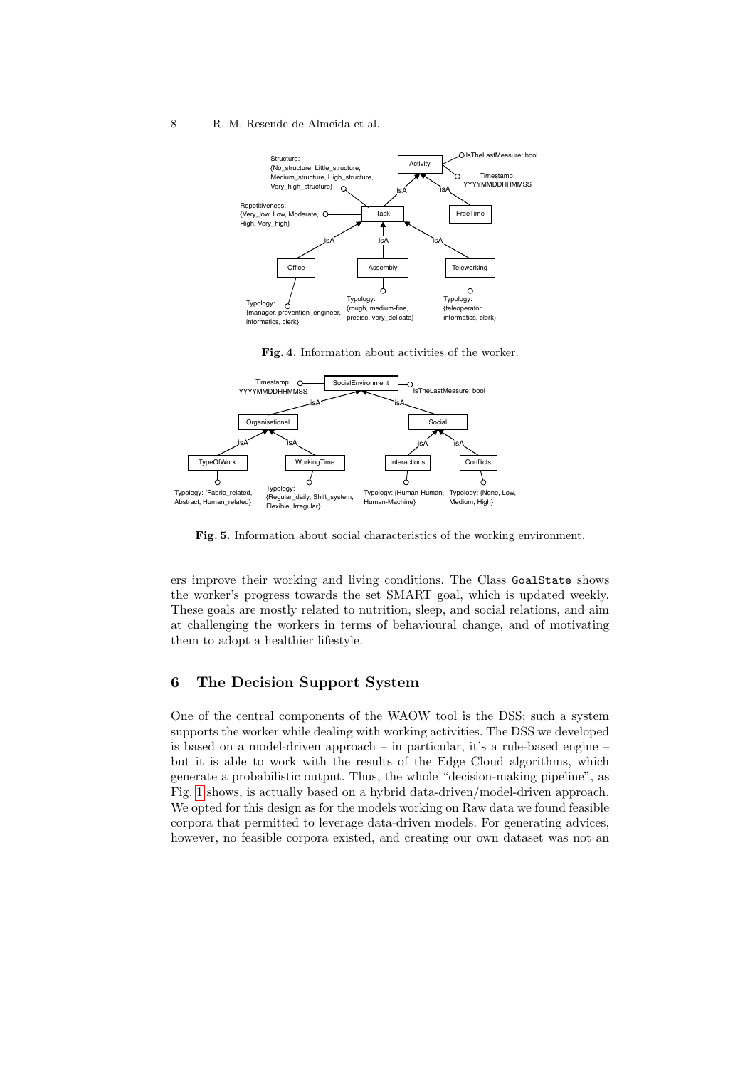Fig. 4. Information about activities of the worker.

Fig. 5. Information about social characteristics of the working environment.

ers improve their working and living conditions. The Class GoalState shows the worker's progress towards the set SMART goal, which is updated weekly. These goals are mostly related to nutrition, sleep, and social relations, and aim at challenging the workers in terms of behavioural change, and of motivating them to adopt a healthier lifestyle.

## 6 The Decision Support System

One of the central components of the WAOW tool is the DSS; such a system supports the worker while dealing with working activities. The DSS we developed is based on a model-driven approach – in particular, it's a rule-based engine – but it is able to work with the results of the Edge Cloud algorithms, which generate a probabilistic output. Thus, the whole "decision-making pipeline", as Fig. 1 shows, is actually based on a hybrid data-driven/model-driven approach. We opted for this design as for the models working on Raw data we found feasible corpora that permitted to leverage data-driven models. For generating advices, however, no feasible corpora existed, and creating our own dataset was not an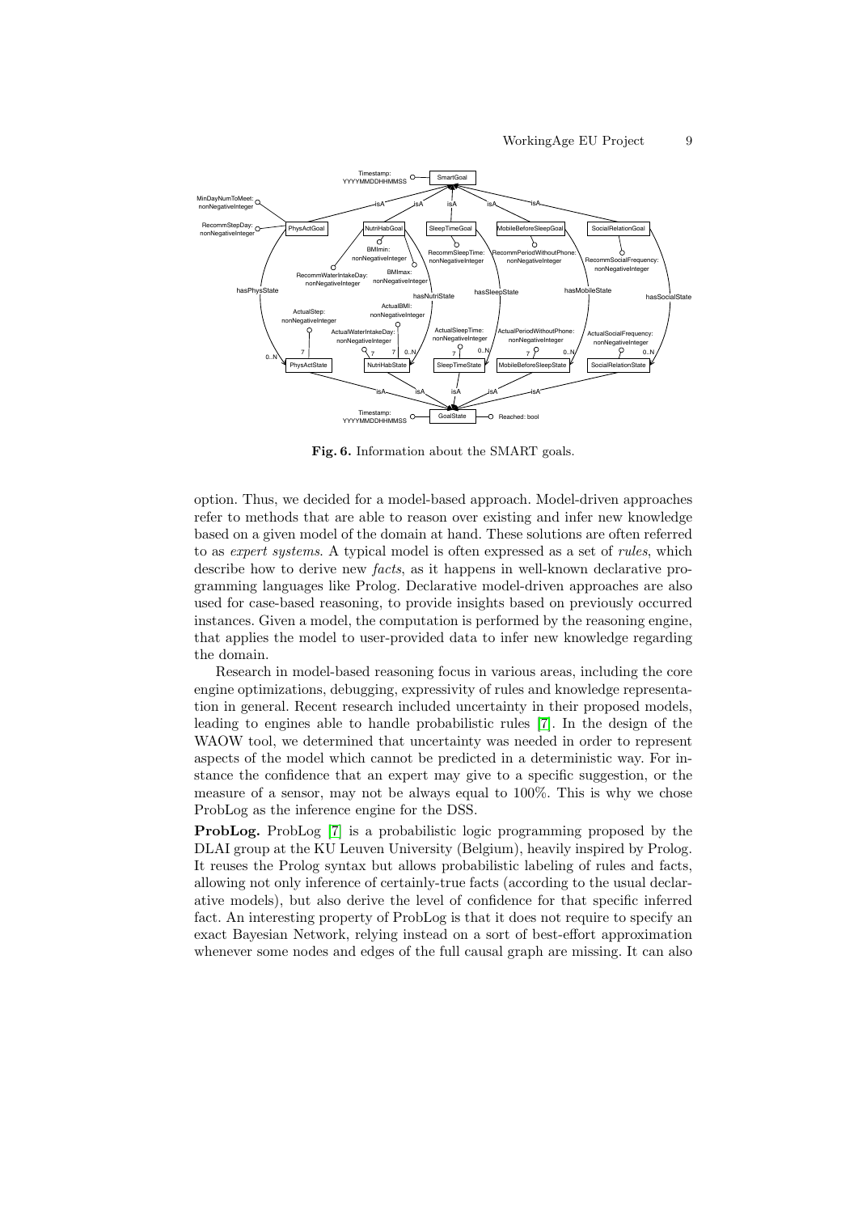Fig. 6. Information about the SMART goals.

option. Thus, we decided for a model-based approach. Model-driven approaches refer to methods that are able to reason over existing and infer new knowledge based on a given model of the domain at hand. These solutions are often referred to as *expert systems*. A typical model is often expressed as a set of *rules*, which describe how to derive new *facts*, as it happens in well-known declarative programming languages like Prolog. Declarative model-driven approaches are also used for case-based reasoning, to provide insights based on previously occurred instances. Given a model, the computation is performed by the reasoning engine, that applies the model to user-provided data to infer new knowledge regarding the domain.

Research in model-based reasoning focus in various areas, including the core engine optimizations, debugging, expressivity of rules and knowledge representation in general. Recent research included uncertainty in their proposed models, leading to engines able to handle probabilistic rules [7]. In the design of the WAOW tool, we determined that uncertainty was needed in order to represent aspects of the model which cannot be predicted in a deterministic way. For instance the confidence that an expert may give to a specific suggestion, or the measure of a sensor, may not be always equal to 100%. This is why we chose ProbLog as the inference engine for the DSS.

**ProbLog.** ProbLog [7] is a probabilistic logic programming proposed by the DLAI group at the KU Leuven University (Belgium), heavily inspired by Prolog. It reuses the Prolog syntax but allows probabilistic labeling of rules and facts, allowing not only inference of certainly-true facts (according to the usual declarative models), but also derive the level of confidence for that specific inferred fact. An interesting property of ProbLog is that it does not require to specify an exact Bayesian Network, relying instead on a sort of best-effort approximation whenever some nodes and edges of the full causal graph are missing. It can also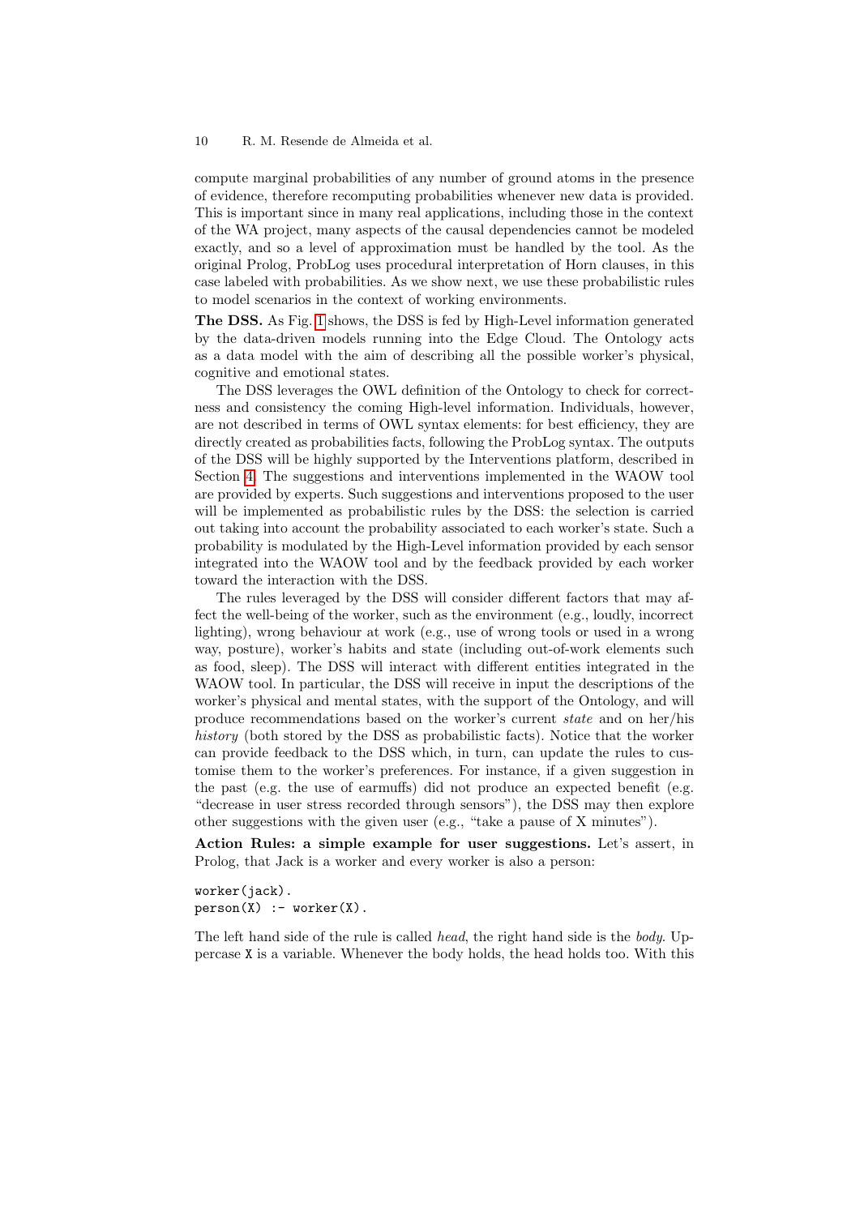compute marginal probabilities of any number of ground atoms in the presence of evidence, therefore recomputing probabilities whenever new data is provided. This is important since in many real applications, including those in the context of the WA project, many aspects of the causal dependencies cannot be modeled exactly, and so a level of approximation must be handled by the tool. As the original Prolog, ProbLog uses procedural interpretation of Horn clauses, in this case labeled with probabilities. As we show next, we use these probabilistic rules to model scenarios in the context of working environments.

**The DSS.** As Fig. 1 shows, the DSS is fed by High-Level information generated by the data-driven models running into the Edge Cloud. The Ontology acts as a data model with the aim of describing all the possible worker's physical, cognitive and emotional states.

The DSS leverages the OWL definition of the Ontology to check for correctness and consistency the coming High-level information. Individuals, however, are not described in terms of OWL syntax elements: for best efficiency, they are directly created as probabilities facts, following the ProbLog syntax. The outputs of the DSS will be highly supported by the Interventions platform, described in Section 4. The suggestions and interventions implemented in the WAOW tool are provided by experts. Such suggestions and interventions proposed to the user will be implemented as probabilistic rules by the DSS: the selection is carried out taking into account the probability associated to each worker's state. Such a probability is modulated by the High-Level information provided by each sensor integrated into the WAOW tool and by the feedback provided by each worker toward the interaction with the DSS.

The rules leveraged by the DSS will consider different factors that may affect the well-being of the worker, such as the environment (e.g., loudly, incorrect lighting), wrong behaviour at work (e.g., use of wrong tools or used in a wrong way, posture), worker's habits and state (including out-of-work elements such as food, sleep). The DSS will interact with different entities integrated in the WAOW tool. In particular, the DSS will receive in input the descriptions of the worker's physical and mental states, with the support of the Ontology, and will produce recommendations based on the worker's current *state* and on her/his *history* (both stored by the DSS as probabilistic facts). Notice that the worker can provide feedback to the DSS which, in turn, can update the rules to customise them to the worker's preferences. For instance, if a given suggestion in the past (e.g. the use of earmuffs) did not produce an expected benefit (e.g. "decrease in user stress recorded through sensors"), the DSS may then explore other suggestions with the given user (e.g., "take a pause of X minutes").

**Action Rules: a simple example for user suggestions.** Let's assert, in Prolog, that Jack is a worker and every worker is also a person:

```
worker(jack).
person(X) :- worker(X).
```

The left hand side of the rule is called *head*, the right hand side is the *body*. Uppercase `X` is a variable. Whenever the body holds, the head holds too. With this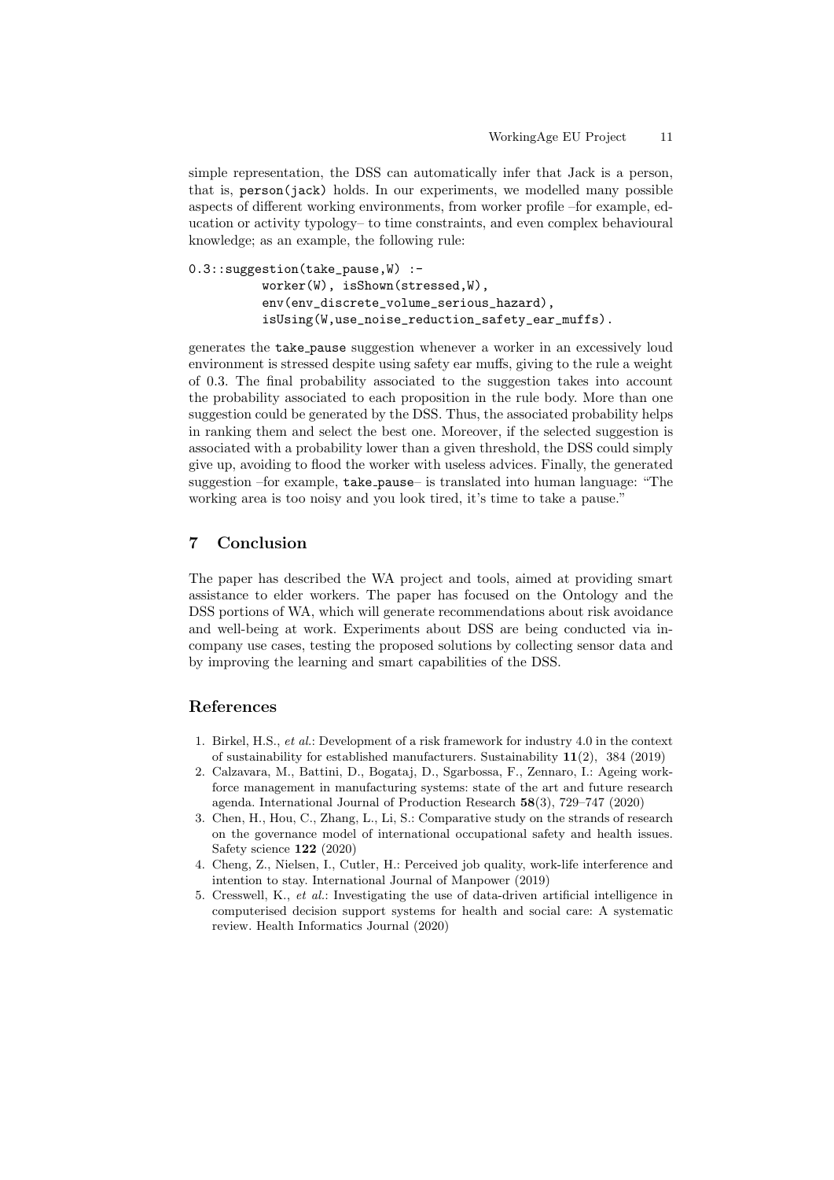simple representation, the DSS can automatically infer that Jack is a person, that is, `person(jack)` holds. In our experiments, we modelled many possible aspects of different working environments, from worker profile –for example, education or activity typology– to time constraints, and even complex behavioural knowledge; as an example, the following rule:

```
0.3::suggestion(take_pause,W) :-
          worker(W), isShown(stressed,W),
          env(env_discrete_volume_serious_hazard),
          isUsing(W,use_noise_reduction_safety_ear_muffs).
```

generates the `take_pause` suggestion whenever a worker in an excessively loud environment is stressed despite using safety ear muffs, giving to the rule a weight of 0.3. The final probability associated to the suggestion takes into account the probability associated to each proposition in the rule body. More than one suggestion could be generated by the DSS. Thus, the associated probability helps in ranking them and select the best one. Moreover, if the selected suggestion is associated with a probability lower than a given threshold, the DSS could simply give up, avoiding to flood the worker with useless advices. Finally, the generated suggestion –for example, `take_pause`– is translated into human language: "The working area is too noisy and you look tired, it's time to take a pause."

## 7 Conclusion

The paper has described the WA project and tools, aimed at providing smart assistance to elder workers. The paper has focused on the Ontology and the DSS portions of WA, which will generate recommendations about risk avoidance and well-being at work. Experiments about DSS are being conducted via in-company use cases, testing the proposed solutions by collecting sensor data and by improving the learning and smart capabilities of the DSS.

## References

1. Birkel, H.S., *et al.*: Development of a risk framework for industry 4.0 in the context of sustainability for established manufacturers. Sustainability **11**(2), 384 (2019)
2. Calzavara, M., Battini, D., Bogataj, D., Sgarbossa, F., Zennaro, I.: Ageing workforce management in manufacturing systems: state of the art and future research agenda. International Journal of Production Research **58**(3), 729–747 (2020)
3. Chen, H., Hou, C., Zhang, L., Li, S.: Comparative study on the strands of research on the governance model of international occupational safety and health issues. Safety science **122** (2020)
4. Cheng, Z., Nielsen, I., Cutler, H.: Perceived job quality, work-life interference and intention to stay. International Journal of Manpower (2019)
5. Cresswell, K., *et al.*: Investigating the use of data-driven artificial intelligence in computerised decision support systems for health and social care: A systematic review. Health Informatics Journal (2020)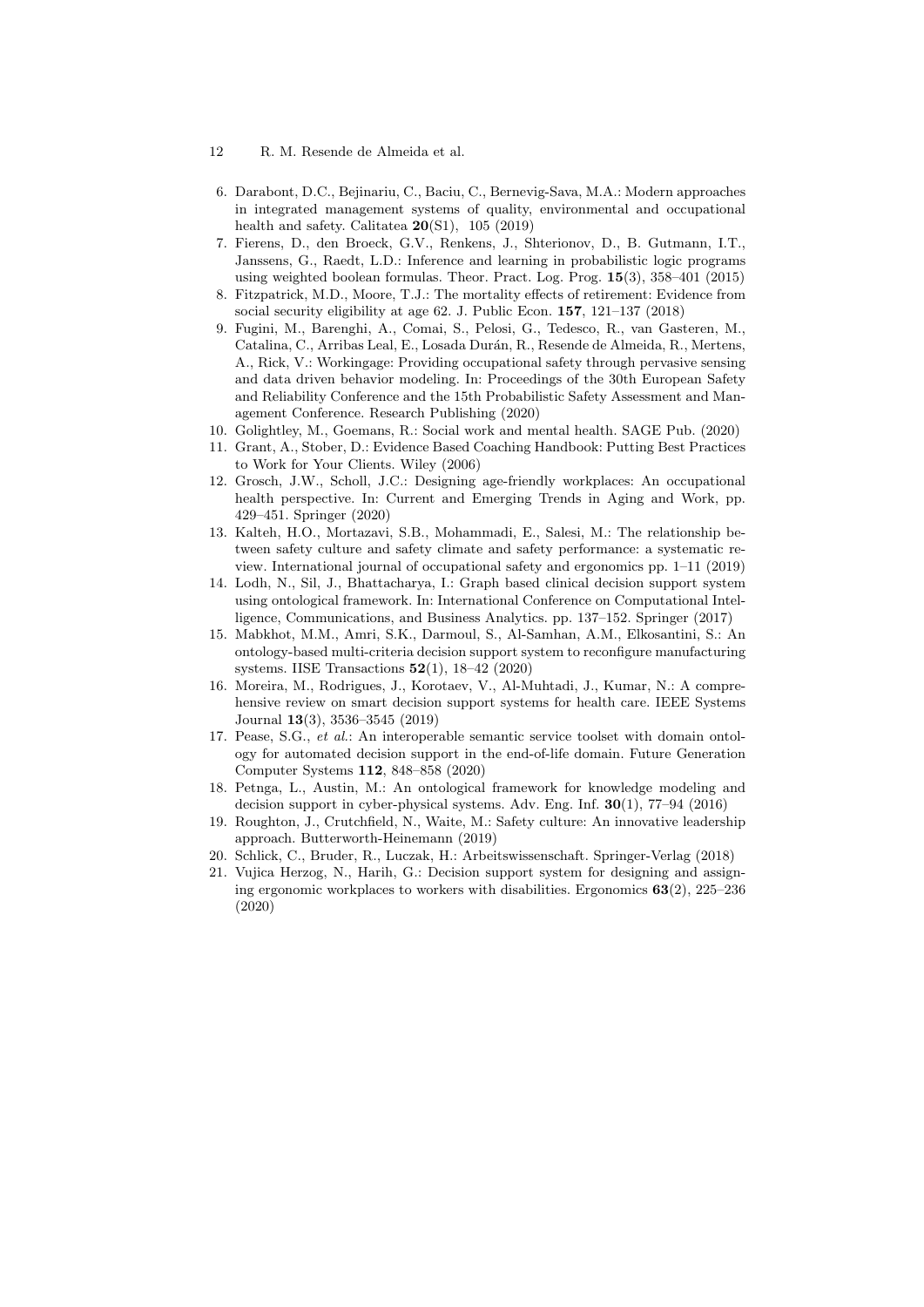6. Darabont, D.C., Bejinariu, C., Baciu, C., Bernevig-Sava, M.A.: Modern approaches in integrated management systems of quality, environmental and occupational health and safety. Calitatea **20**(S1), 105 (2019)
7. Fierens, D., den Broeck, G.V., Renkens, J., Shterionov, D., B. Gutmann, I.T., Janssens, G., Raedt, L.D.: Inference and learning in probabilistic logic programs using weighted boolean formulas. Theor. Pract. Log. Prog. **15**(3), 358–401 (2015)
8. Fitzpatrick, M.D., Moore, T.J.: The mortality effects of retirement: Evidence from social security eligibility at age 62. J. Public Econ. **157**, 121–137 (2018)
9. Fugini, M., Barenghi, A., Comai, S., Pelosi, G., Tedesco, R., van Gasteren, M., Catalina, C., Arribas Leal, E., Losada Durán, R., Resende de Almeida, R., Mertens, A., Rick, V.: Workingage: Providing occupational safety through pervasive sensing and data driven behavior modeling. In: Proceedings of the 30th European Safety and Reliability Conference and the 15th Probabilistic Safety Assessment and Management Conference. Research Publishing (2020)
10. Golightley, M., Goemans, R.: Social work and mental health. SAGE Pub. (2020)
11. Grant, A., Stober, D.: Evidence Based Coaching Handbook: Putting Best Practices to Work for Your Clients. Wiley (2006)
12. Grosch, J.W., Scholl, J.C.: Designing age-friendly workplaces: An occupational health perspective. In: Current and Emerging Trends in Aging and Work, pp. 429–451. Springer (2020)
13. Kalteh, H.O., Mortazavi, S.B., Mohammadi, E., Salesi, M.: The relationship between safety culture and safety climate and safety performance: a systematic review. International journal of occupational safety and ergonomics pp. 1–11 (2019)
14. Lodh, N., Sil, J., Bhattacharya, I.: Graph based clinical decision support system using ontological framework. In: International Conference on Computational Intelligence, Communications, and Business Analytics. pp. 137–152. Springer (2017)
15. Mabkhot, M.M., Amri, S.K., Darmoul, S., Al-Samhan, A.M., Elkosantini, S.: An ontology-based multi-criteria decision support system to reconfigure manufacturing systems. IISE Transactions **52**(1), 18–42 (2020)
16. Moreira, M., Rodrigues, J., Korotaev, V., Al-Muhtadi, J., Kumar, N.: A comprehensive review on smart decision support systems for health care. IEEE Systems Journal **13**(3), 3536–3545 (2019)
17. Pease, S.G., *et al.*: An interoperable semantic service toolset with domain ontology for automated decision support in the end-of-life domain. Future Generation Computer Systems **112**, 848–858 (2020)
18. Petnga, L., Austin, M.: An ontological framework for knowledge modeling and decision support in cyber-physical systems. Adv. Eng. Inf. **30**(1), 77–94 (2016)
19. Roughton, J., Crutchfield, N., Waite, M.: Safety culture: An innovative leadership approach. Butterworth-Heinemann (2019)
20. Schlick, C., Bruder, R., Luczak, H.: Arbeitswissenschaft. Springer-Verlag (2018)
21. Vujica Herzog, N., Harih, G.: Decision support system for designing and assigning ergonomic workplaces to workers with disabilities. Ergonomics **63**(2), 225–236 (2020)